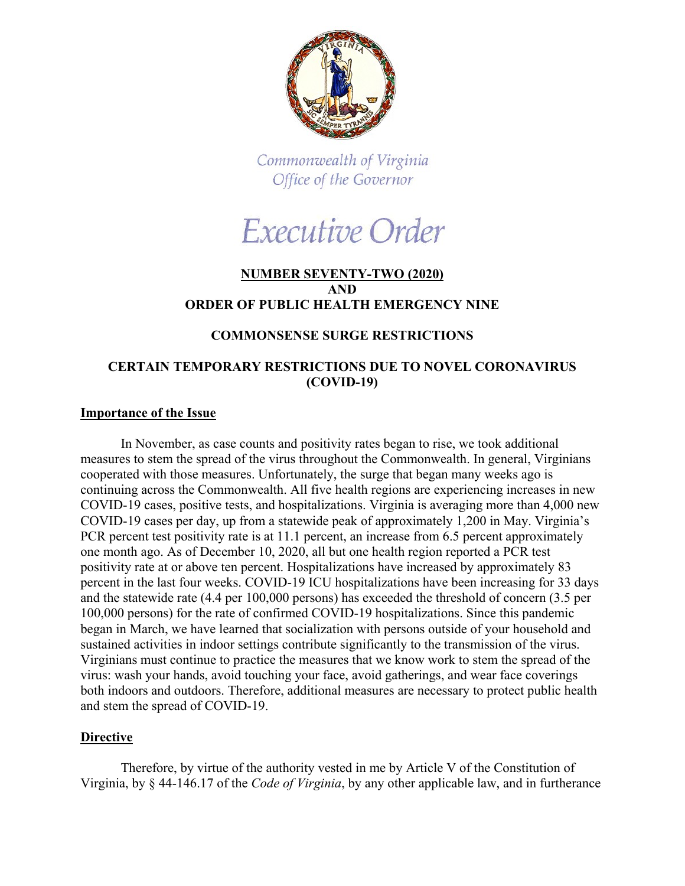Commonwealth of Virginia
Office of the Governor

# Executive Order

## NUMBER SEVENTY-TWO (2020)
## AND
## ORDER OF PUBLIC HEALTH EMERGENCY NINE

## COMMONSENSE SURGE RESTRICTIONS

## CERTAIN TEMPORARY RESTRICTIONS DUE TO NOVEL CORONAVIRUS (COVID-19)

### Importance of the Issue

In November, as case counts and positivity rates began to rise, we took additional measures to stem the spread of the virus throughout the Commonwealth. In general, Virginians cooperated with those measures. Unfortunately, the surge that began many weeks ago is continuing across the Commonwealth. All five health regions are experiencing increases in new COVID-19 cases, positive tests, and hospitalizations. Virginia is averaging more than 4,000 new COVID-19 cases per day, up from a statewide peak of approximately 1,200 in May. Virginia's PCR percent test positivity rate is at 11.1 percent, an increase from 6.5 percent approximately one month ago. As of December 10, 2020, all but one health region reported a PCR test positivity rate at or above ten percent. Hospitalizations have increased by approximately 83 percent in the last four weeks. COVID-19 ICU hospitalizations have been increasing for 33 days and the statewide rate (4.4 per 100,000 persons) has exceeded the threshold of concern (3.5 per 100,000 persons) for the rate of confirmed COVID-19 hospitalizations. Since this pandemic began in March, we have learned that socialization with persons outside of your household and sustained activities in indoor settings contribute significantly to the transmission of the virus. Virginians must continue to practice the measures that we know work to stem the spread of the virus: wash your hands, avoid touching your face, avoid gatherings, and wear face coverings both indoors and outdoors. Therefore, additional measures are necessary to protect public health and stem the spread of COVID-19.

### Directive

Therefore, by virtue of the authority vested in me by Article V of the Constitution of Virginia, by § 44-146.17 of the *Code of Virginia*, by any other applicable law, and in furtherance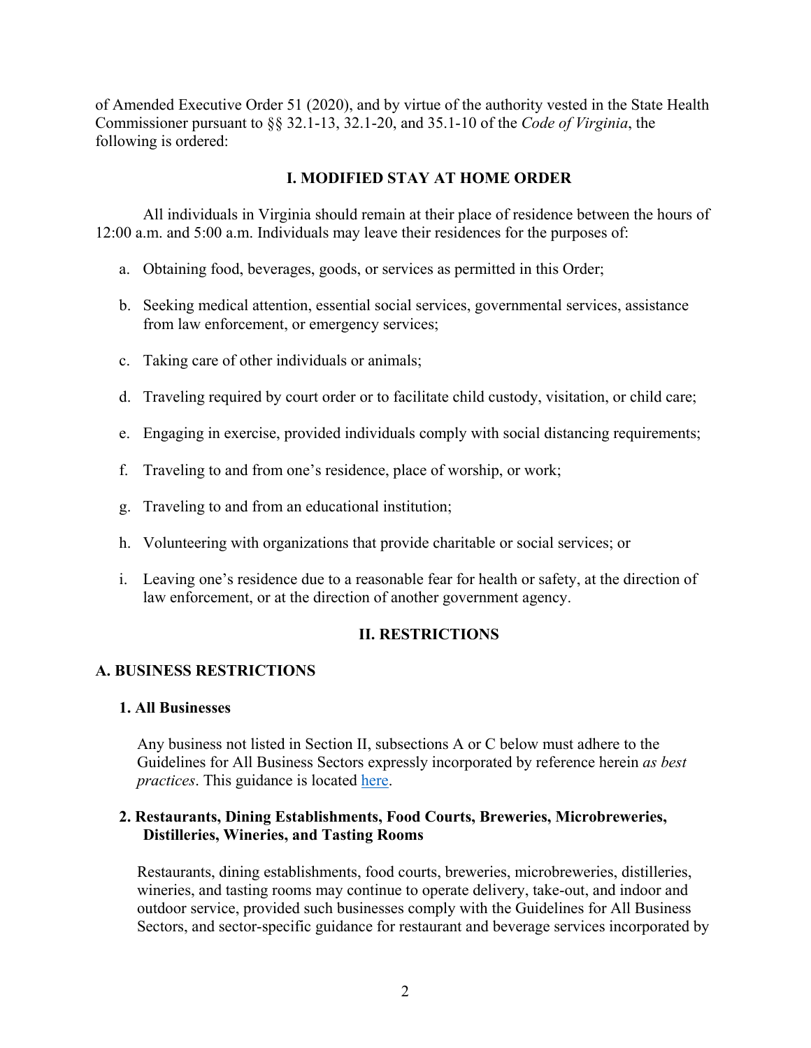of Amended Executive Order 51 (2020), and by virtue of the authority vested in the State Health Commissioner pursuant to §§ 32.1-13, 32.1-20, and 35.1-10 of the *Code of Virginia*, the following is ordered:

## I. MODIFIED STAY AT HOME ORDER

All individuals in Virginia should remain at their place of residence between the hours of 12:00 a.m. and 5:00 a.m. Individuals may leave their residences for the purposes of:

a. Obtaining food, beverages, goods, or services as permitted in this Order;

b. Seeking medical attention, essential social services, governmental services, assistance from law enforcement, or emergency services;

c. Taking care of other individuals or animals;

d. Traveling required by court order or to facilitate child custody, visitation, or child care;

e. Engaging in exercise, provided individuals comply with social distancing requirements;

f. Traveling to and from one's residence, place of worship, or work;

g. Traveling to and from an educational institution;

h. Volunteering with organizations that provide charitable or social services; or

i. Leaving one's residence due to a reasonable fear for health or safety, at the direction of law enforcement, or at the direction of another government agency.

## II. RESTRICTIONS

### A. BUSINESS RESTRICTIONS

#### 1. All Businesses

Any business not listed in Section II, subsections A or C below must adhere to the Guidelines for All Business Sectors expressly incorporated by reference herein *as best practices*. This guidance is located here.

#### 2. Restaurants, Dining Establishments, Food Courts, Breweries, Microbreweries, Distilleries, Wineries, and Tasting Rooms

Restaurants, dining establishments, food courts, breweries, microbreweries, distilleries, wineries, and tasting rooms may continue to operate delivery, take-out, and indoor and outdoor service, provided such businesses comply with the Guidelines for All Business Sectors, and sector-specific guidance for restaurant and beverage services incorporated by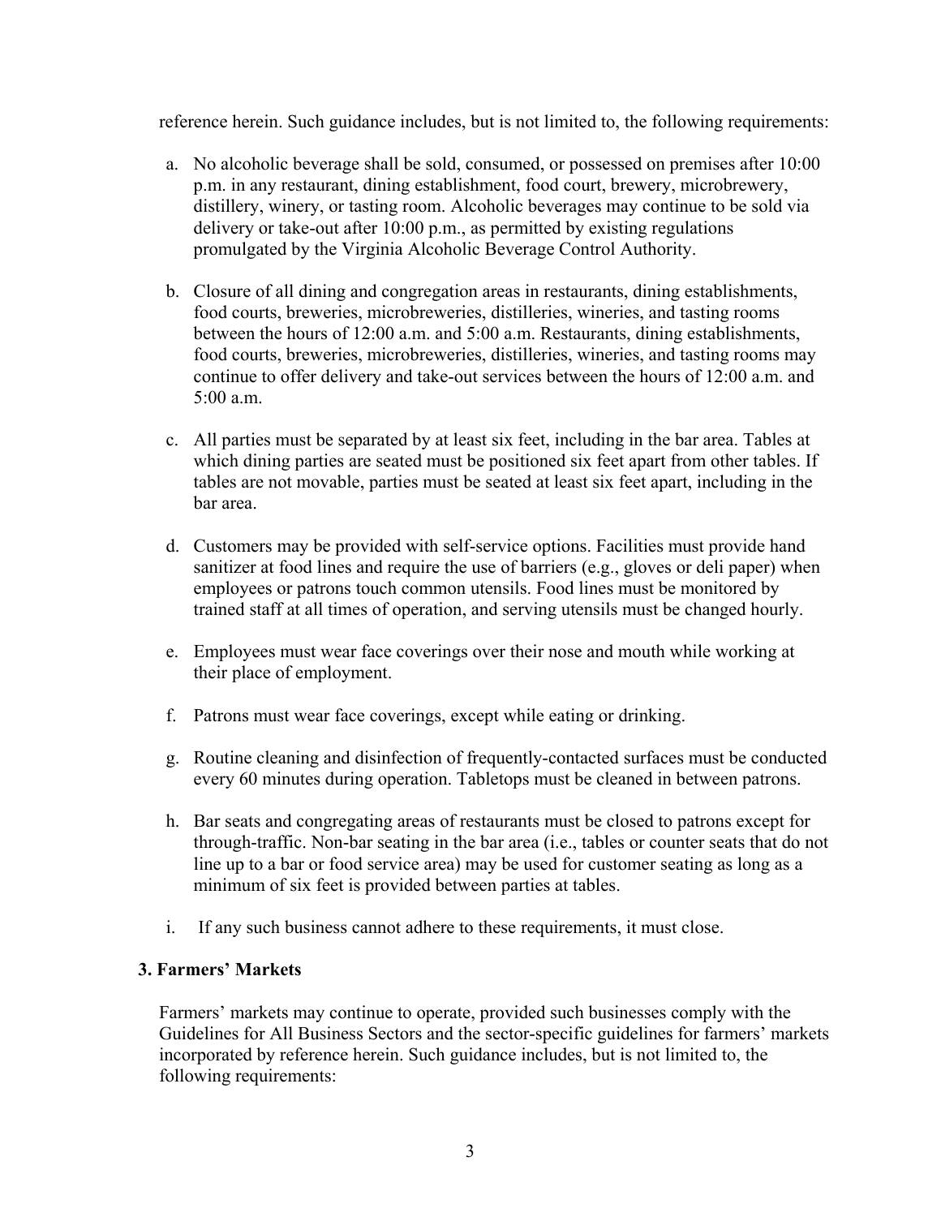reference herein. Such guidance includes, but is not limited to, the following requirements:

a. No alcoholic beverage shall be sold, consumed, or possessed on premises after 10:00 p.m. in any restaurant, dining establishment, food court, brewery, microbrewery, distillery, winery, or tasting room. Alcoholic beverages may continue to be sold via delivery or take-out after 10:00 p.m., as permitted by existing regulations promulgated by the Virginia Alcoholic Beverage Control Authority.

b. Closure of all dining and congregation areas in restaurants, dining establishments, food courts, breweries, microbreweries, distilleries, wineries, and tasting rooms between the hours of 12:00 a.m. and 5:00 a.m. Restaurants, dining establishments, food courts, breweries, microbreweries, distilleries, wineries, and tasting rooms may continue to offer delivery and take-out services between the hours of 12:00 a.m. and 5:00 a.m.

c. All parties must be separated by at least six feet, including in the bar area. Tables at which dining parties are seated must be positioned six feet apart from other tables. If tables are not movable, parties must be seated at least six feet apart, including in the bar area.

d. Customers may be provided with self-service options. Facilities must provide hand sanitizer at food lines and require the use of barriers (e.g., gloves or deli paper) when employees or patrons touch common utensils. Food lines must be monitored by trained staff at all times of operation, and serving utensils must be changed hourly.

e. Employees must wear face coverings over their nose and mouth while working at their place of employment.

f. Patrons must wear face coverings, except while eating or drinking.

g. Routine cleaning and disinfection of frequently-contacted surfaces must be conducted every 60 minutes during operation. Tabletops must be cleaned in between patrons.

h. Bar seats and congregating areas of restaurants must be closed to patrons except for through-traffic. Non-bar seating in the bar area (i.e., tables or counter seats that do not line up to a bar or food service area) may be used for customer seating as long as a minimum of six feet is provided between parties at tables.

i. If any such business cannot adhere to these requirements, it must close.

**3. Farmers' Markets**

Farmers' markets may continue to operate, provided such businesses comply with the Guidelines for All Business Sectors and the sector-specific guidelines for farmers' markets incorporated by reference herein. Such guidance includes, but is not limited to, the following requirements: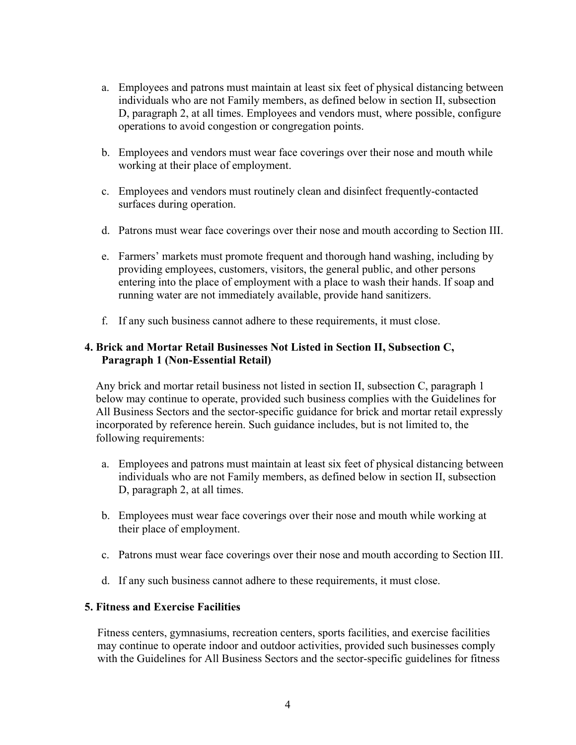a. Employees and patrons must maintain at least six feet of physical distancing between individuals who are not Family members, as defined below in section II, subsection D, paragraph 2, at all times. Employees and vendors must, where possible, configure operations to avoid congestion or congregation points.

b. Employees and vendors must wear face coverings over their nose and mouth while working at their place of employment.

c. Employees and vendors must routinely clean and disinfect frequently-contacted surfaces during operation.

d. Patrons must wear face coverings over their nose and mouth according to Section III.

e. Farmers' markets must promote frequent and thorough hand washing, including by providing employees, customers, visitors, the general public, and other persons entering into the place of employment with a place to wash their hands. If soap and running water are not immediately available, provide hand sanitizers.

f. If any such business cannot adhere to these requirements, it must close.

**4. Brick and Mortar Retail Businesses Not Listed in Section II, Subsection C, Paragraph 1 (Non-Essential Retail)**

Any brick and mortar retail business not listed in section II, subsection C, paragraph 1 below may continue to operate, provided such business complies with the Guidelines for All Business Sectors and the sector-specific guidance for brick and mortar retail expressly incorporated by reference herein. Such guidance includes, but is not limited to, the following requirements:

a. Employees and patrons must maintain at least six feet of physical distancing between individuals who are not Family members, as defined below in section II, subsection D, paragraph 2, at all times.

b. Employees must wear face coverings over their nose and mouth while working at their place of employment.

c. Patrons must wear face coverings over their nose and mouth according to Section III.

d. If any such business cannot adhere to these requirements, it must close.

**5. Fitness and Exercise Facilities**

Fitness centers, gymnasiums, recreation centers, sports facilities, and exercise facilities may continue to operate indoor and outdoor activities, provided such businesses comply with the Guidelines for All Business Sectors and the sector-specific guidelines for fitness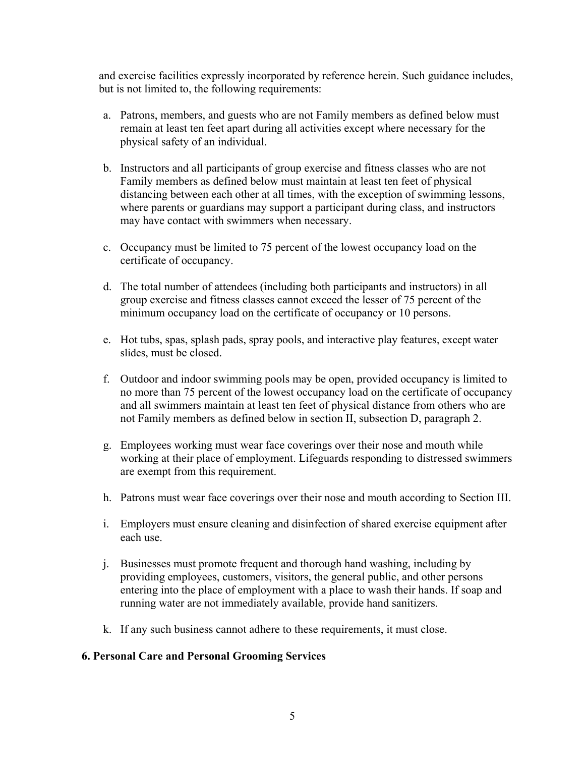and exercise facilities expressly incorporated by reference herein. Such guidance includes, but is not limited to, the following requirements:

a. Patrons, members, and guests who are not Family members as defined below must remain at least ten feet apart during all activities except where necessary for the physical safety of an individual.

b. Instructors and all participants of group exercise and fitness classes who are not Family members as defined below must maintain at least ten feet of physical distancing between each other at all times, with the exception of swimming lessons, where parents or guardians may support a participant during class, and instructors may have contact with swimmers when necessary.

c. Occupancy must be limited to 75 percent of the lowest occupancy load on the certificate of occupancy.

d. The total number of attendees (including both participants and instructors) in all group exercise and fitness classes cannot exceed the lesser of 75 percent of the minimum occupancy load on the certificate of occupancy or 10 persons.

e. Hot tubs, spas, splash pads, spray pools, and interactive play features, except water slides, must be closed.

f. Outdoor and indoor swimming pools may be open, provided occupancy is limited to no more than 75 percent of the lowest occupancy load on the certificate of occupancy and all swimmers maintain at least ten feet of physical distance from others who are not Family members as defined below in section II, subsection D, paragraph 2.

g. Employees working must wear face coverings over their nose and mouth while working at their place of employment. Lifeguards responding to distressed swimmers are exempt from this requirement.

h. Patrons must wear face coverings over their nose and mouth according to Section III.

i. Employers must ensure cleaning and disinfection of shared exercise equipment after each use.

j. Businesses must promote frequent and thorough hand washing, including by providing employees, customers, visitors, the general public, and other persons entering into the place of employment with a place to wash their hands. If soap and running water are not immediately available, provide hand sanitizers.

k. If any such business cannot adhere to these requirements, it must close.

**6. Personal Care and Personal Grooming Services**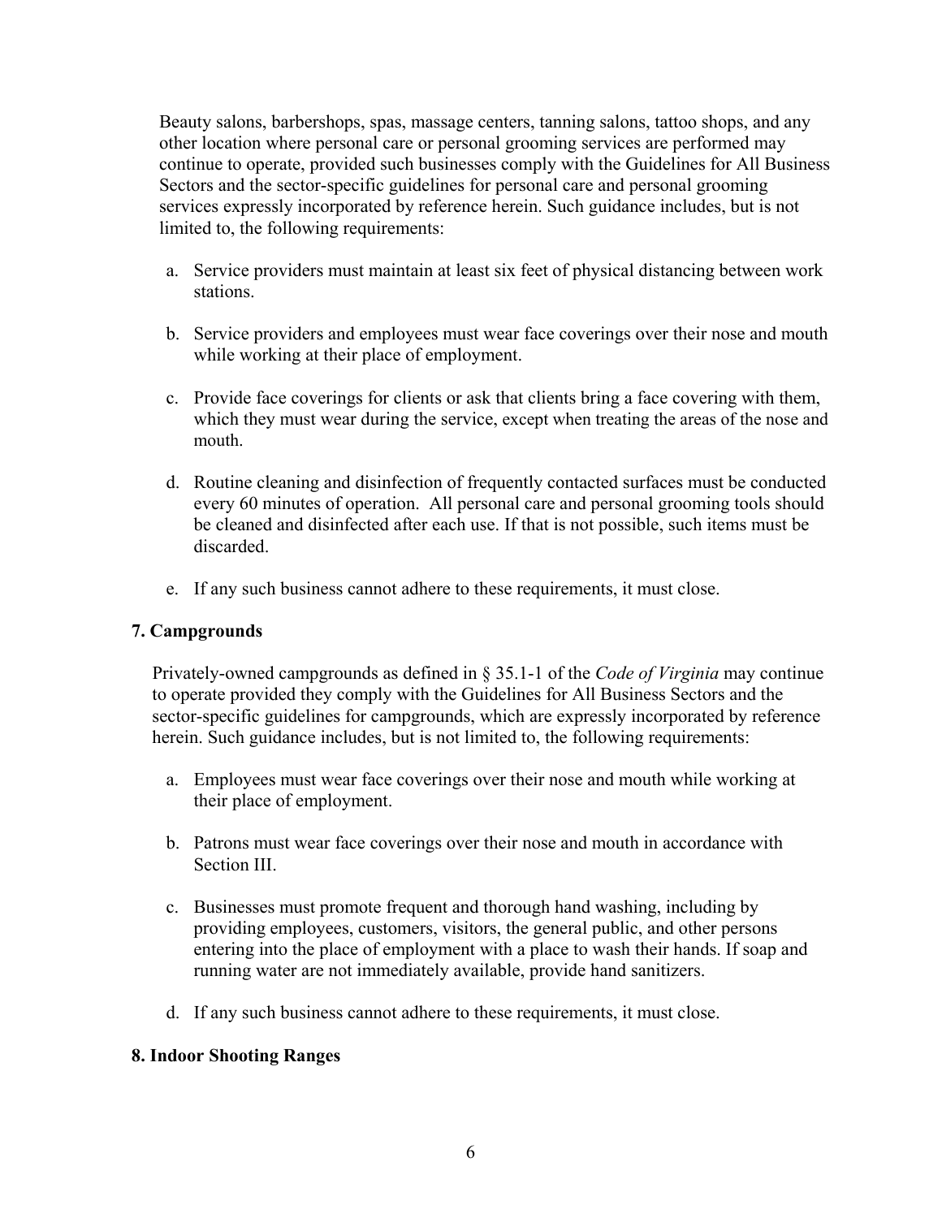Beauty salons, barbershops, spas, massage centers, tanning salons, tattoo shops, and any other location where personal care or personal grooming services are performed may continue to operate, provided such businesses comply with the Guidelines for All Business Sectors and the sector-specific guidelines for personal care and personal grooming services expressly incorporated by reference herein. Such guidance includes, but is not limited to, the following requirements:

a. Service providers must maintain at least six feet of physical distancing between work stations.

b. Service providers and employees must wear face coverings over their nose and mouth while working at their place of employment.

c. Provide face coverings for clients or ask that clients bring a face covering with them, which they must wear during the service, except when treating the areas of the nose and mouth.

d. Routine cleaning and disinfection of frequently contacted surfaces must be conducted every 60 minutes of operation. All personal care and personal grooming tools should be cleaned and disinfected after each use. If that is not possible, such items must be discarded.

e. If any such business cannot adhere to these requirements, it must close.

**7. Campgrounds**

Privately-owned campgrounds as defined in § 35.1-1 of the *Code of Virginia* may continue to operate provided they comply with the Guidelines for All Business Sectors and the sector-specific guidelines for campgrounds, which are expressly incorporated by reference herein. Such guidance includes, but is not limited to, the following requirements:

a. Employees must wear face coverings over their nose and mouth while working at their place of employment.

b. Patrons must wear face coverings over their nose and mouth in accordance with Section III.

c. Businesses must promote frequent and thorough hand washing, including by providing employees, customers, visitors, the general public, and other persons entering into the place of employment with a place to wash their hands. If soap and running water are not immediately available, provide hand sanitizers.

d. If any such business cannot adhere to these requirements, it must close.

**8. Indoor Shooting Ranges**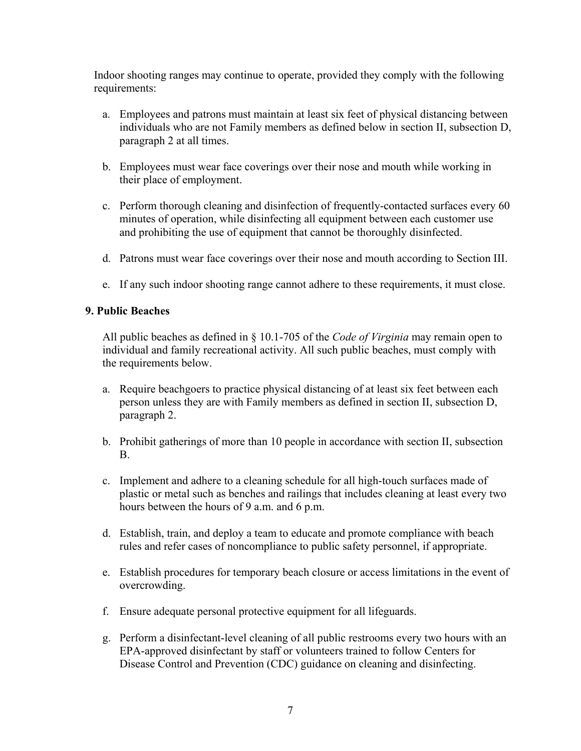Indoor shooting ranges may continue to operate, provided they comply with the following requirements:

a. Employees and patrons must maintain at least six feet of physical distancing between individuals who are not Family members as defined below in section II, subsection D, paragraph 2 at all times.

b. Employees must wear face coverings over their nose and mouth while working in their place of employment.

c. Perform thorough cleaning and disinfection of frequently-contacted surfaces every 60 minutes of operation, while disinfecting all equipment between each customer use and prohibiting the use of equipment that cannot be thoroughly disinfected.

d. Patrons must wear face coverings over their nose and mouth according to Section III.

e. If any such indoor shooting range cannot adhere to these requirements, it must close.

**9. Public Beaches**

All public beaches as defined in § 10.1-705 of the *Code of Virginia* may remain open to individual and family recreational activity. All such public beaches, must comply with the requirements below.

a. Require beachgoers to practice physical distancing of at least six feet between each person unless they are with Family members as defined in section II, subsection D, paragraph 2.

b. Prohibit gatherings of more than 10 people in accordance with section II, subsection B.

c. Implement and adhere to a cleaning schedule for all high-touch surfaces made of plastic or metal such as benches and railings that includes cleaning at least every two hours between the hours of 9 a.m. and 6 p.m.

d. Establish, train, and deploy a team to educate and promote compliance with beach rules and refer cases of noncompliance to public safety personnel, if appropriate.

e. Establish procedures for temporary beach closure or access limitations in the event of overcrowding.

f. Ensure adequate personal protective equipment for all lifeguards.

g. Perform a disinfectant-level cleaning of all public restrooms every two hours with an EPA-approved disinfectant by staff or volunteers trained to follow Centers for Disease Control and Prevention (CDC) guidance on cleaning and disinfecting.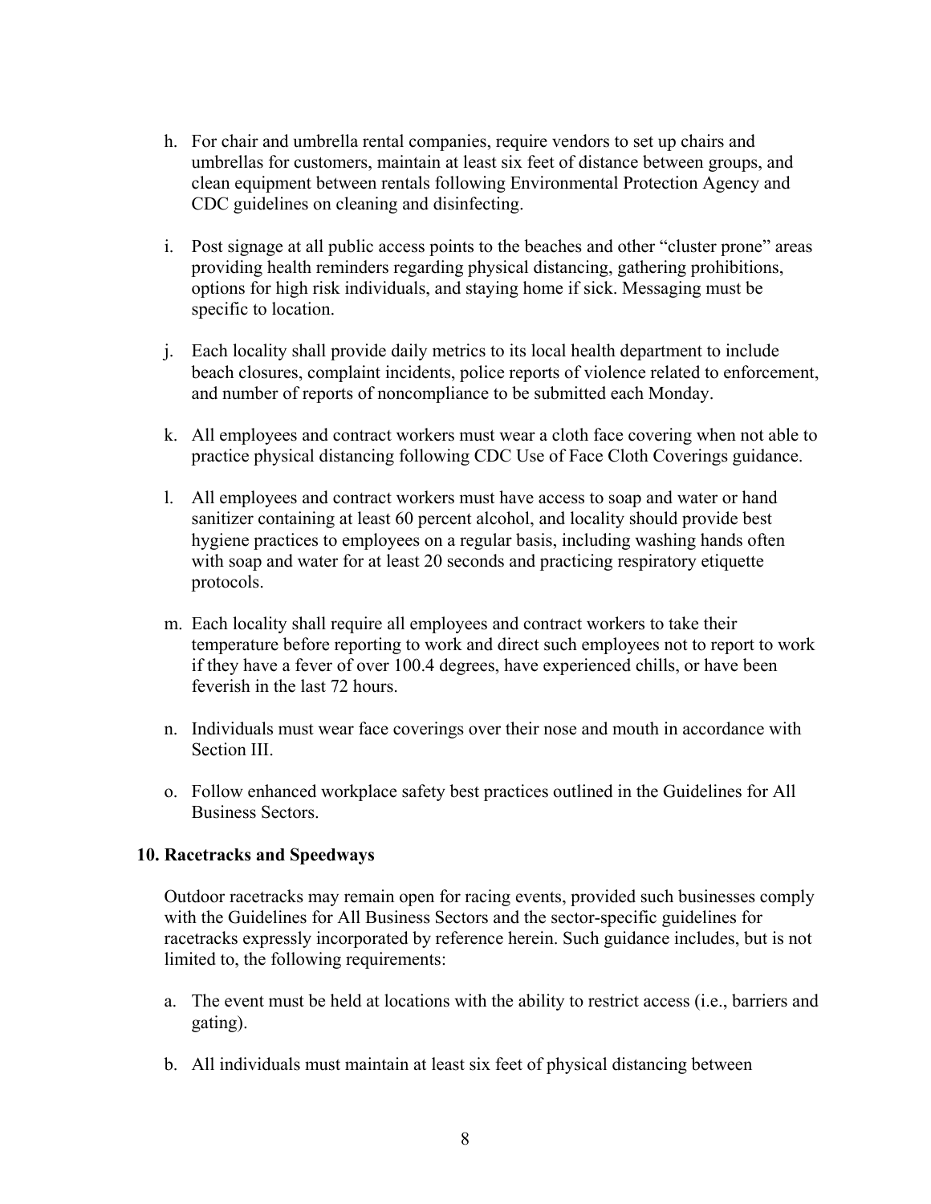h. For chair and umbrella rental companies, require vendors to set up chairs and umbrellas for customers, maintain at least six feet of distance between groups, and clean equipment between rentals following Environmental Protection Agency and CDC guidelines on cleaning and disinfecting.

i. Post signage at all public access points to the beaches and other "cluster prone" areas providing health reminders regarding physical distancing, gathering prohibitions, options for high risk individuals, and staying home if sick. Messaging must be specific to location.

j. Each locality shall provide daily metrics to its local health department to include beach closures, complaint incidents, police reports of violence related to enforcement, and number of reports of noncompliance to be submitted each Monday.

k. All employees and contract workers must wear a cloth face covering when not able to practice physical distancing following CDC Use of Face Cloth Coverings guidance.

l. All employees and contract workers must have access to soap and water or hand sanitizer containing at least 60 percent alcohol, and locality should provide best hygiene practices to employees on a regular basis, including washing hands often with soap and water for at least 20 seconds and practicing respiratory etiquette protocols.

m. Each locality shall require all employees and contract workers to take their temperature before reporting to work and direct such employees not to report to work if they have a fever of over 100.4 degrees, have experienced chills, or have been feverish in the last 72 hours.

n. Individuals must wear face coverings over their nose and mouth in accordance with Section III.

o. Follow enhanced workplace safety best practices outlined in the Guidelines for All Business Sectors.

**10. Racetracks and Speedways**

Outdoor racetracks may remain open for racing events, provided such businesses comply with the Guidelines for All Business Sectors and the sector-specific guidelines for racetracks expressly incorporated by reference herein. Such guidance includes, but is not limited to, the following requirements:

a. The event must be held at locations with the ability to restrict access (i.e., barriers and gating).

b. All individuals must maintain at least six feet of physical distancing between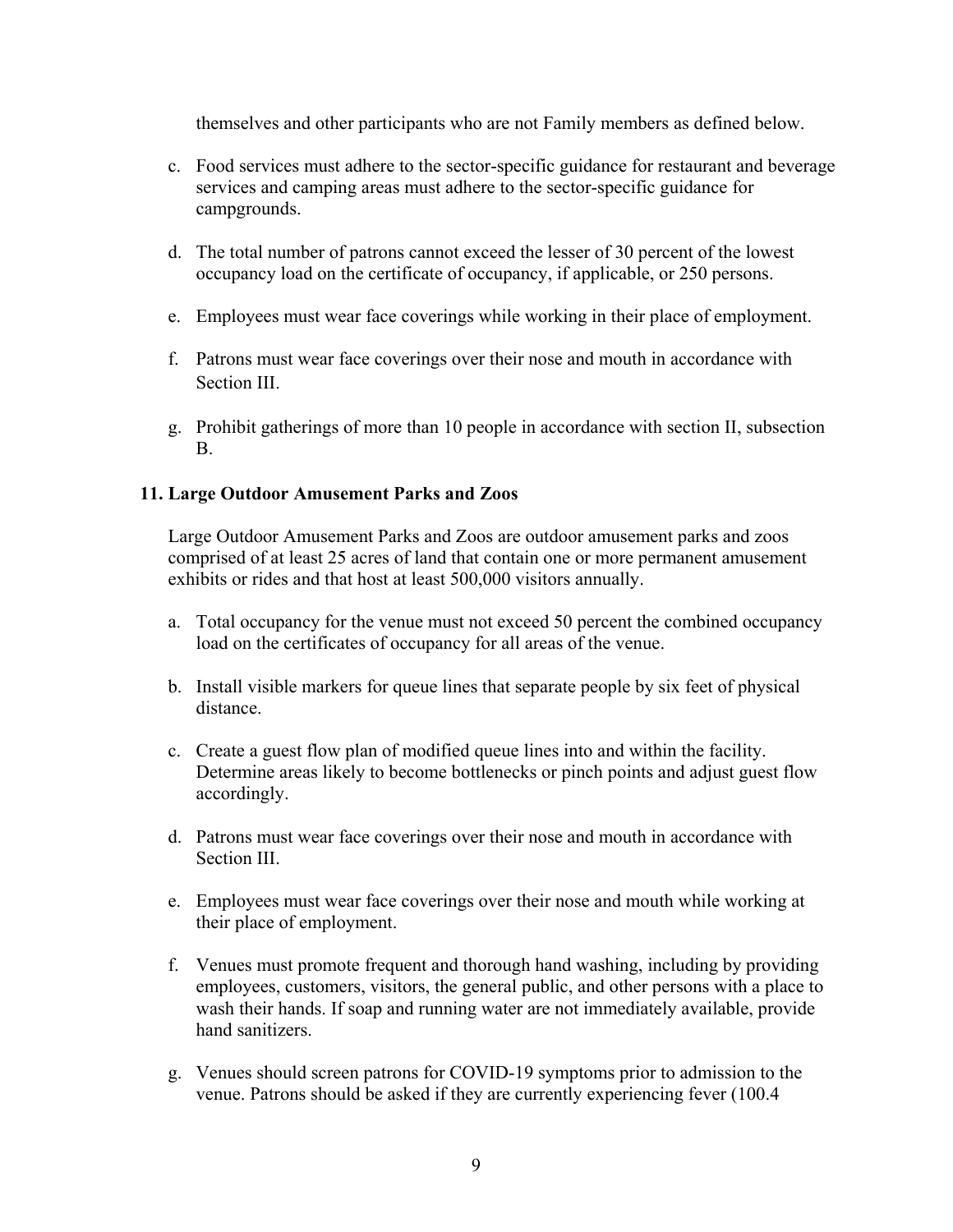themselves and other participants who are not Family members as defined below.

c. Food services must adhere to the sector-specific guidance for restaurant and beverage services and camping areas must adhere to the sector-specific guidance for campgrounds.

d. The total number of patrons cannot exceed the lesser of 30 percent of the lowest occupancy load on the certificate of occupancy, if applicable, or 250 persons.

e. Employees must wear face coverings while working in their place of employment.

f. Patrons must wear face coverings over their nose and mouth in accordance with Section III.

g. Prohibit gatherings of more than 10 people in accordance with section II, subsection B.

**11. Large Outdoor Amusement Parks and Zoos**

Large Outdoor Amusement Parks and Zoos are outdoor amusement parks and zoos comprised of at least 25 acres of land that contain one or more permanent amusement exhibits or rides and that host at least 500,000 visitors annually.

a. Total occupancy for the venue must not exceed 50 percent the combined occupancy load on the certificates of occupancy for all areas of the venue.

b. Install visible markers for queue lines that separate people by six feet of physical distance.

c. Create a guest flow plan of modified queue lines into and within the facility. Determine areas likely to become bottlenecks or pinch points and adjust guest flow accordingly.

d. Patrons must wear face coverings over their nose and mouth in accordance with Section III.

e. Employees must wear face coverings over their nose and mouth while working at their place of employment.

f. Venues must promote frequent and thorough hand washing, including by providing employees, customers, visitors, the general public, and other persons with a place to wash their hands. If soap and running water are not immediately available, provide hand sanitizers.

g. Venues should screen patrons for COVID-19 symptoms prior to admission to the venue. Patrons should be asked if they are currently experiencing fever (100.4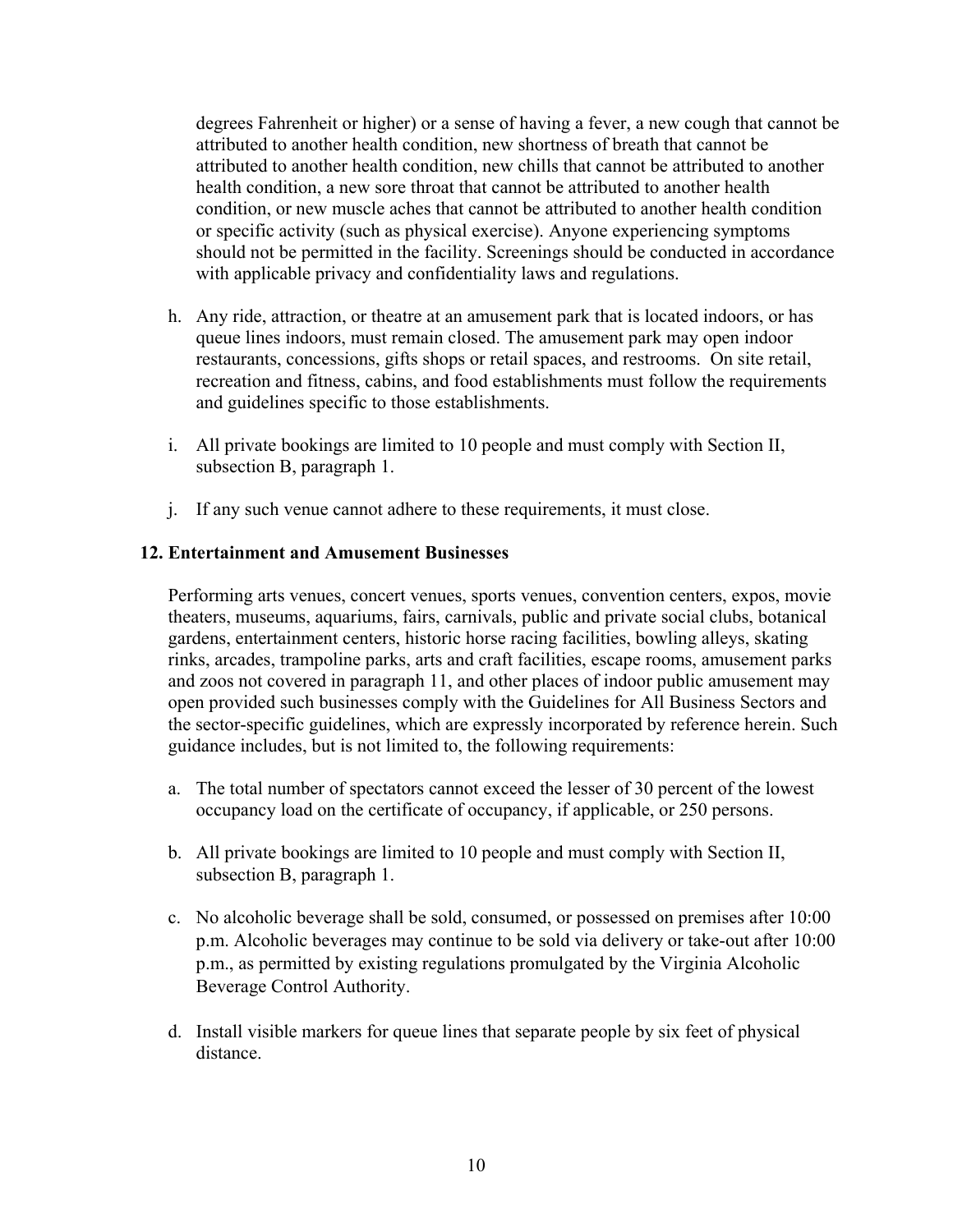degrees Fahrenheit or higher) or a sense of having a fever, a new cough that cannot be attributed to another health condition, new shortness of breath that cannot be attributed to another health condition, new chills that cannot be attributed to another health condition, a new sore throat that cannot be attributed to another health condition, or new muscle aches that cannot be attributed to another health condition or specific activity (such as physical exercise). Anyone experiencing symptoms should not be permitted in the facility. Screenings should be conducted in accordance with applicable privacy and confidentiality laws and regulations.

h. Any ride, attraction, or theatre at an amusement park that is located indoors, or has queue lines indoors, must remain closed. The amusement park may open indoor restaurants, concessions, gifts shops or retail spaces, and restrooms. On site retail, recreation and fitness, cabins, and food establishments must follow the requirements and guidelines specific to those establishments.

i. All private bookings are limited to 10 people and must comply with Section II, subsection B, paragraph 1.

j. If any such venue cannot adhere to these requirements, it must close.

**12. Entertainment and Amusement Businesses**

Performing arts venues, concert venues, sports venues, convention centers, expos, movie theaters, museums, aquariums, fairs, carnivals, public and private social clubs, botanical gardens, entertainment centers, historic horse racing facilities, bowling alleys, skating rinks, arcades, trampoline parks, arts and craft facilities, escape rooms, amusement parks and zoos not covered in paragraph 11, and other places of indoor public amusement may open provided such businesses comply with the Guidelines for All Business Sectors and the sector-specific guidelines, which are expressly incorporated by reference herein. Such guidance includes, but is not limited to, the following requirements:

a. The total number of spectators cannot exceed the lesser of 30 percent of the lowest occupancy load on the certificate of occupancy, if applicable, or 250 persons.

b. All private bookings are limited to 10 people and must comply with Section II, subsection B, paragraph 1.

c. No alcoholic beverage shall be sold, consumed, or possessed on premises after 10:00 p.m. Alcoholic beverages may continue to be sold via delivery or take-out after 10:00 p.m., as permitted by existing regulations promulgated by the Virginia Alcoholic Beverage Control Authority.

d. Install visible markers for queue lines that separate people by six feet of physical distance.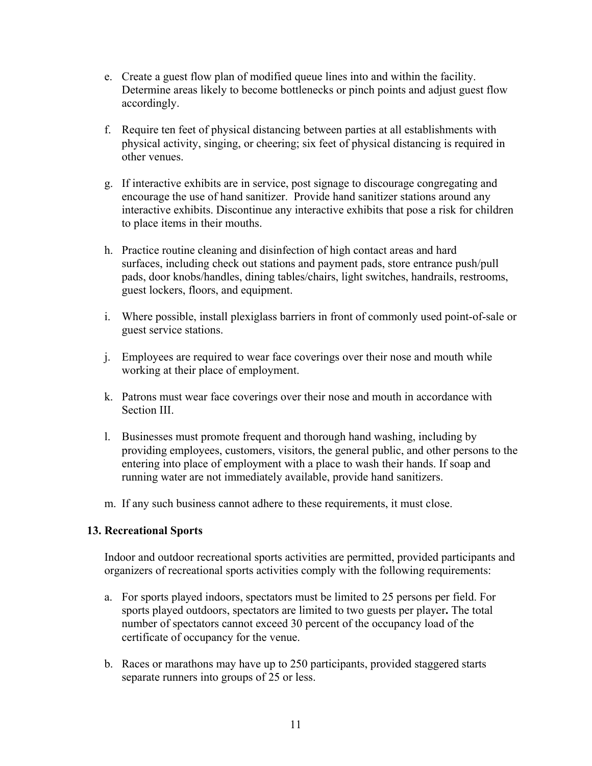e. Create a guest flow plan of modified queue lines into and within the facility. Determine areas likely to become bottlenecks or pinch points and adjust guest flow accordingly.

f. Require ten feet of physical distancing between parties at all establishments with physical activity, singing, or cheering; six feet of physical distancing is required in other venues.

g. If interactive exhibits are in service, post signage to discourage congregating and encourage the use of hand sanitizer. Provide hand sanitizer stations around any interactive exhibits. Discontinue any interactive exhibits that pose a risk for children to place items in their mouths.

h. Practice routine cleaning and disinfection of high contact areas and hard surfaces, including check out stations and payment pads, store entrance push/pull pads, door knobs/handles, dining tables/chairs, light switches, handrails, restrooms, guest lockers, floors, and equipment.

i. Where possible, install plexiglass barriers in front of commonly used point-of-sale or guest service stations.

j. Employees are required to wear face coverings over their nose and mouth while working at their place of employment.

k. Patrons must wear face coverings over their nose and mouth in accordance with Section III.

l. Businesses must promote frequent and thorough hand washing, including by providing employees, customers, visitors, the general public, and other persons to the entering into place of employment with a place to wash their hands. If soap and running water are not immediately available, provide hand sanitizers.

m. If any such business cannot adhere to these requirements, it must close.

**13. Recreational Sports**

Indoor and outdoor recreational sports activities are permitted, provided participants and organizers of recreational sports activities comply with the following requirements:

a. For sports played indoors, spectators must be limited to 25 persons per field. For sports played outdoors, spectators are limited to two guests per player**.** The total number of spectators cannot exceed 30 percent of the occupancy load of the certificate of occupancy for the venue.

b. Races or marathons may have up to 250 participants, provided staggered starts separate runners into groups of 25 or less.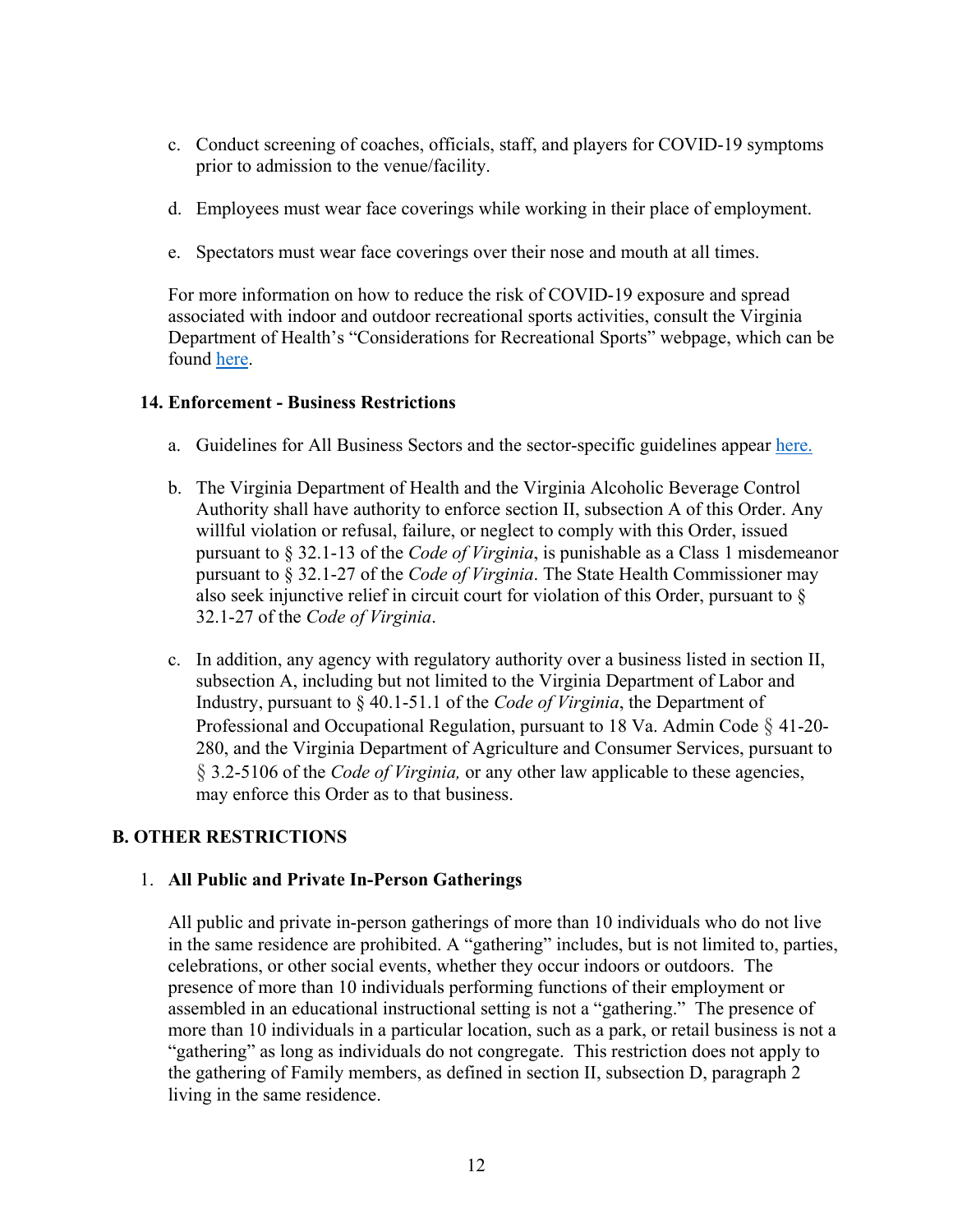c. Conduct screening of coaches, officials, staff, and players for COVID-19 symptoms prior to admission to the venue/facility.

d. Employees must wear face coverings while working in their place of employment.

e. Spectators must wear face coverings over their nose and mouth at all times.

For more information on how to reduce the risk of COVID-19 exposure and spread associated with indoor and outdoor recreational sports activities, consult the Virginia Department of Health's "Considerations for Recreational Sports" webpage, which can be found here.

### 14. Enforcement - Business Restrictions

a. Guidelines for All Business Sectors and the sector-specific guidelines appear here.

b. The Virginia Department of Health and the Virginia Alcoholic Beverage Control Authority shall have authority to enforce section II, subsection A of this Order. Any willful violation or refusal, failure, or neglect to comply with this Order, issued pursuant to § 32.1-13 of the *Code of Virginia*, is punishable as a Class 1 misdemeanor pursuant to § 32.1-27 of the *Code of Virginia*. The State Health Commissioner may also seek injunctive relief in circuit court for violation of this Order, pursuant to § 32.1-27 of the *Code of Virginia*.

c. In addition, any agency with regulatory authority over a business listed in section II, subsection A, including but not limited to the Virginia Department of Labor and Industry, pursuant to § 40.1-51.1 of the *Code of Virginia*, the Department of Professional and Occupational Regulation, pursuant to 18 Va. Admin Code § 41-20-280, and the Virginia Department of Agriculture and Consumer Services, pursuant to § 3.2-5106 of the *Code of Virginia,* or any other law applicable to these agencies, may enforce this Order as to that business.

## B. OTHER RESTRICTIONS

1. **All Public and Private In-Person Gatherings**

All public and private in-person gatherings of more than 10 individuals who do not live in the same residence are prohibited. A "gathering" includes, but is not limited to, parties, celebrations, or other social events, whether they occur indoors or outdoors. The presence of more than 10 individuals performing functions of their employment or assembled in an educational instructional setting is not a "gathering." The presence of more than 10 individuals in a particular location, such as a park, or retail business is not a "gathering" as long as individuals do not congregate. This restriction does not apply to the gathering of Family members, as defined in section II, subsection D, paragraph 2 living in the same residence.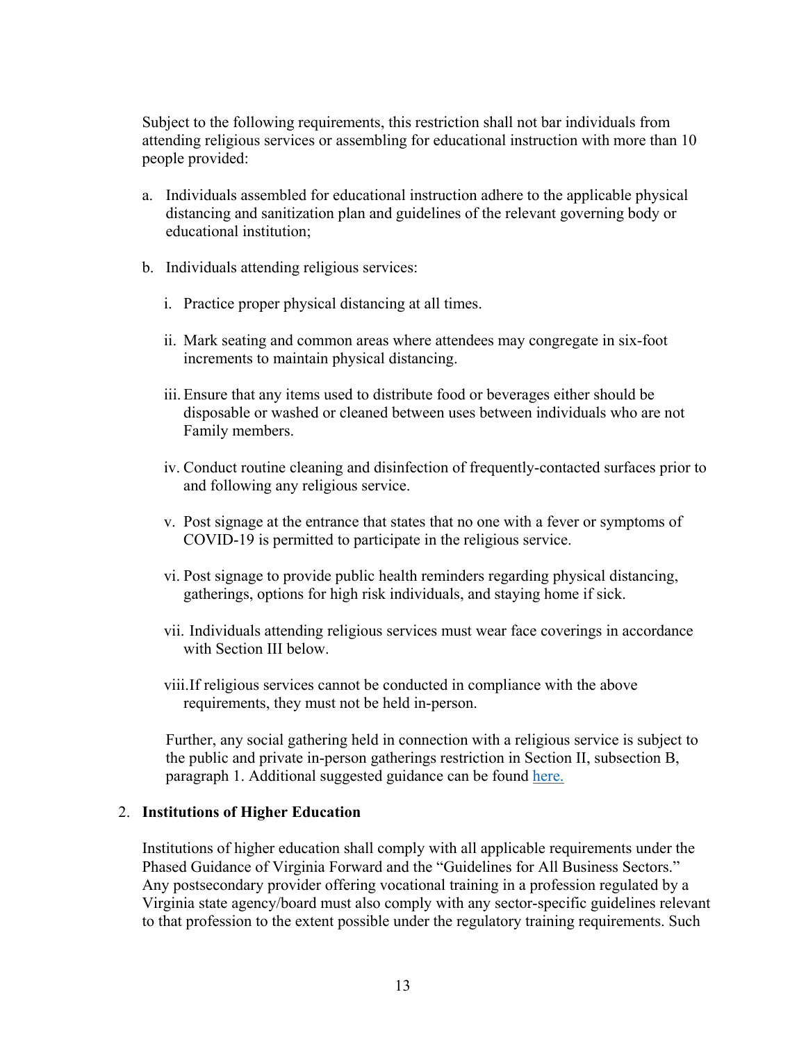Subject to the following requirements, this restriction shall not bar individuals from attending religious services or assembling for educational instruction with more than 10 people provided:

a. Individuals assembled for educational instruction adhere to the applicable physical distancing and sanitization plan and guidelines of the relevant governing body or educational institution;

b. Individuals attending religious services:

   i. Practice proper physical distancing at all times.

   ii. Mark seating and common areas where attendees may congregate in six-foot increments to maintain physical distancing.

   iii. Ensure that any items used to distribute food or beverages either should be disposable or washed or cleaned between uses between individuals who are not Family members.

   iv. Conduct routine cleaning and disinfection of frequently-contacted surfaces prior to and following any religious service.

   v. Post signage at the entrance that states that no one with a fever or symptoms of COVID-19 is permitted to participate in the religious service.

   vi. Post signage to provide public health reminders regarding physical distancing, gatherings, options for high risk individuals, and staying home if sick.

   vii. Individuals attending religious services must wear face coverings in accordance with Section III below.

   viii. If religious services cannot be conducted in compliance with the above requirements, they must not be held in-person.

   Further, any social gathering held in connection with a religious service is subject to the public and private in-person gatherings restriction in Section II, subsection B, paragraph 1. Additional suggested guidance can be found here.

2. **Institutions of Higher Education**

   Institutions of higher education shall comply with all applicable requirements under the Phased Guidance of Virginia Forward and the "Guidelines for All Business Sectors." Any postsecondary provider offering vocational training in a profession regulated by a Virginia state agency/board must also comply with any sector-specific guidelines relevant to that profession to the extent possible under the regulatory training requirements. Such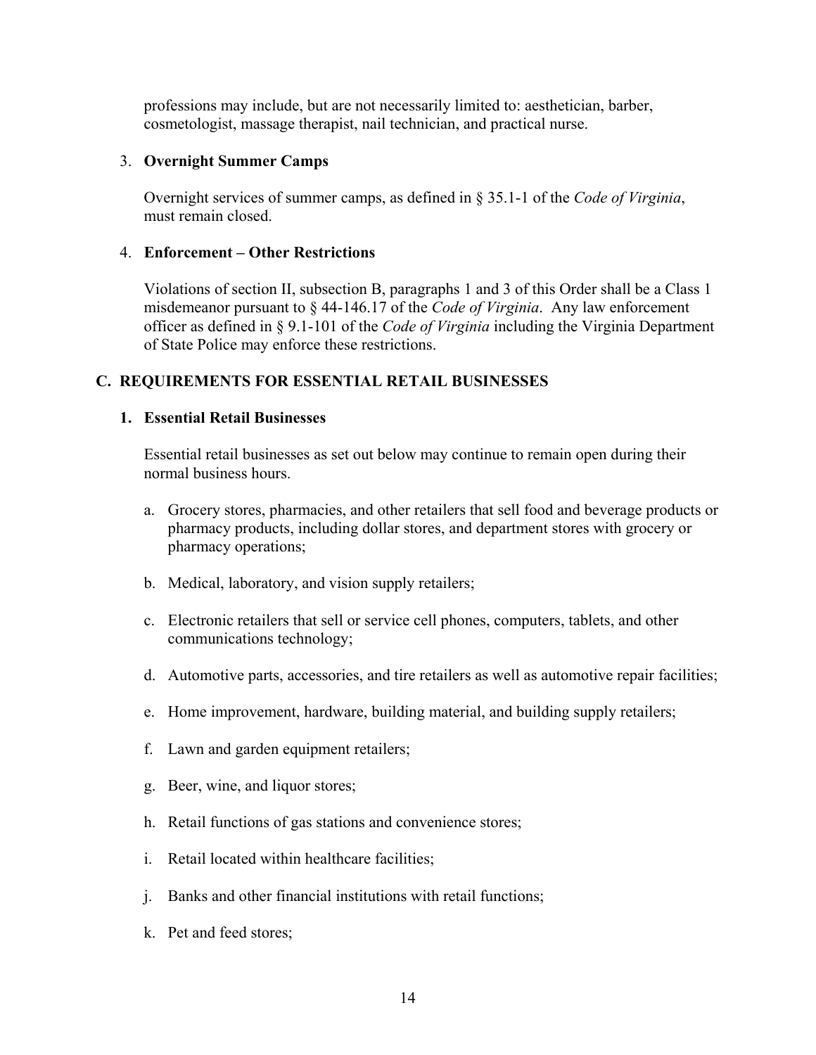professions may include, but are not necessarily limited to: aesthetician, barber, cosmetologist, massage therapist, nail technician, and practical nurse.

3. **Overnight Summer Camps**

   Overnight services of summer camps, as defined in § 35.1-1 of the *Code of Virginia*, must remain closed.

4. **Enforcement – Other Restrictions**

   Violations of section II, subsection B, paragraphs 1 and 3 of this Order shall be a Class 1 misdemeanor pursuant to § 44-146.17 of the *Code of Virginia*. Any law enforcement officer as defined in § 9.1-101 of the *Code of Virginia* including the Virginia Department of State Police may enforce these restrictions.

## C. REQUIREMENTS FOR ESSENTIAL RETAIL BUSINESSES

### 1. Essential Retail Businesses

Essential retail businesses as set out below may continue to remain open during their normal business hours.

a. Grocery stores, pharmacies, and other retailers that sell food and beverage products or pharmacy products, including dollar stores, and department stores with grocery or pharmacy operations;

b. Medical, laboratory, and vision supply retailers;

c. Electronic retailers that sell or service cell phones, computers, tablets, and other communications technology;

d. Automotive parts, accessories, and tire retailers as well as automotive repair facilities;

e. Home improvement, hardware, building material, and building supply retailers;

f. Lawn and garden equipment retailers;

g. Beer, wine, and liquor stores;

h. Retail functions of gas stations and convenience stores;

i. Retail located within healthcare facilities;

j. Banks and other financial institutions with retail functions;

k. Pet and feed stores;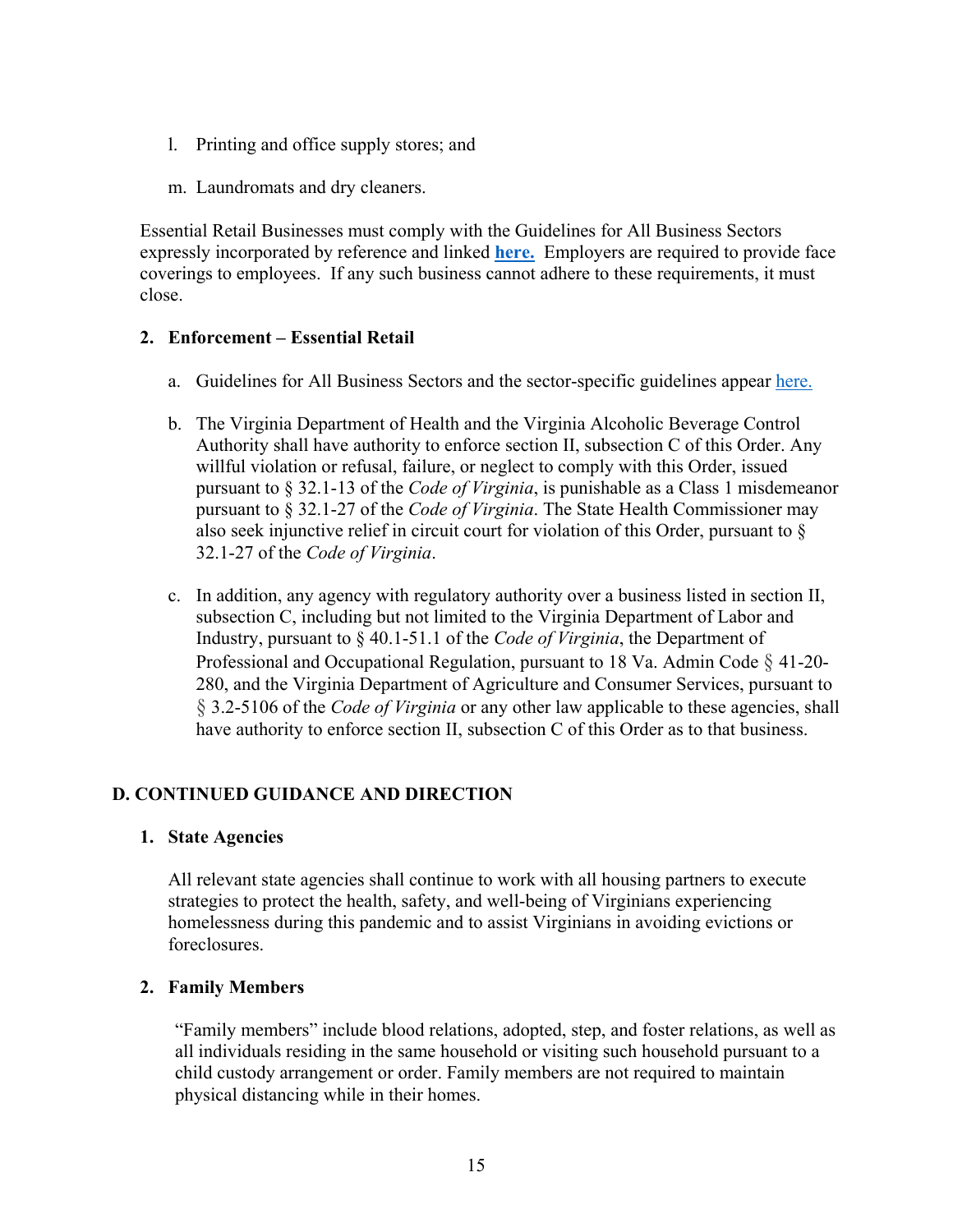l. Printing and office supply stores; and

m. Laundromats and dry cleaners.

Essential Retail Businesses must comply with the Guidelines for All Business Sectors expressly incorporated by reference and linked **here.** Employers are required to provide face coverings to employees. If any such business cannot adhere to these requirements, it must close.

**2. Enforcement – Essential Retail**

a. Guidelines for All Business Sectors and the sector-specific guidelines appear here.

b. The Virginia Department of Health and the Virginia Alcoholic Beverage Control Authority shall have authority to enforce section II, subsection C of this Order. Any willful violation or refusal, failure, or neglect to comply with this Order, issued pursuant to § 32.1-13 of the *Code of Virginia*, is punishable as a Class 1 misdemeanor pursuant to § 32.1-27 of the *Code of Virginia*. The State Health Commissioner may also seek injunctive relief in circuit court for violation of this Order, pursuant to § 32.1-27 of the *Code of Virginia*.

c. In addition, any agency with regulatory authority over a business listed in section II, subsection C, including but not limited to the Virginia Department of Labor and Industry, pursuant to § 40.1-51.1 of the *Code of Virginia*, the Department of Professional and Occupational Regulation, pursuant to 18 Va. Admin Code § 41-20-280, and the Virginia Department of Agriculture and Consumer Services, pursuant to § 3.2-5106 of the *Code of Virginia* or any other law applicable to these agencies, shall have authority to enforce section II, subsection C of this Order as to that business.

## D. CONTINUED GUIDANCE AND DIRECTION

**1. State Agencies**

All relevant state agencies shall continue to work with all housing partners to execute strategies to protect the health, safety, and well-being of Virginians experiencing homelessness during this pandemic and to assist Virginians in avoiding evictions or foreclosures.

**2. Family Members**

"Family members" include blood relations, adopted, step, and foster relations, as well as all individuals residing in the same household or visiting such household pursuant to a child custody arrangement or order. Family members are not required to maintain physical distancing while in their homes.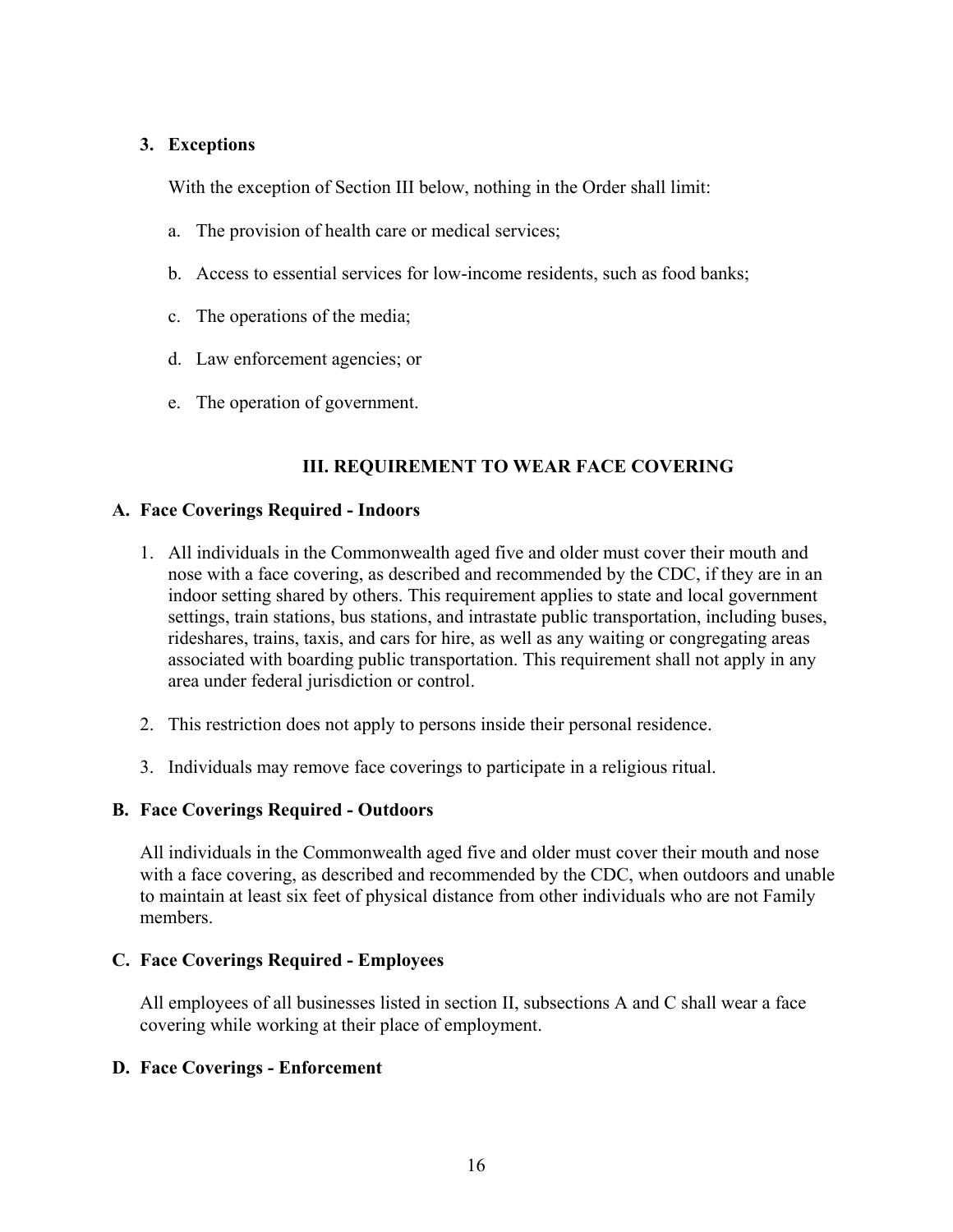### 3. Exceptions

With the exception of Section III below, nothing in the Order shall limit:

a. The provision of health care or medical services;

b. Access to essential services for low-income residents, such as food banks;

c. The operations of the media;

d. Law enforcement agencies; or

e. The operation of government.

## III. REQUIREMENT TO WEAR FACE COVERING

### A. Face Coverings Required - Indoors

1. All individuals in the Commonwealth aged five and older must cover their mouth and nose with a face covering, as described and recommended by the CDC, if they are in an indoor setting shared by others. This requirement applies to state and local government settings, train stations, bus stations, and intrastate public transportation, including buses, rideshares, trains, taxis, and cars for hire, as well as any waiting or congregating areas associated with boarding public transportation. This requirement shall not apply in any area under federal jurisdiction or control.

2. This restriction does not apply to persons inside their personal residence.

3. Individuals may remove face coverings to participate in a religious ritual.

### B. Face Coverings Required - Outdoors

All individuals in the Commonwealth aged five and older must cover their mouth and nose with a face covering, as described and recommended by the CDC, when outdoors and unable to maintain at least six feet of physical distance from other individuals who are not Family members.

### C. Face Coverings Required - Employees

All employees of all businesses listed in section II, subsections A and C shall wear a face covering while working at their place of employment.

### D. Face Coverings - Enforcement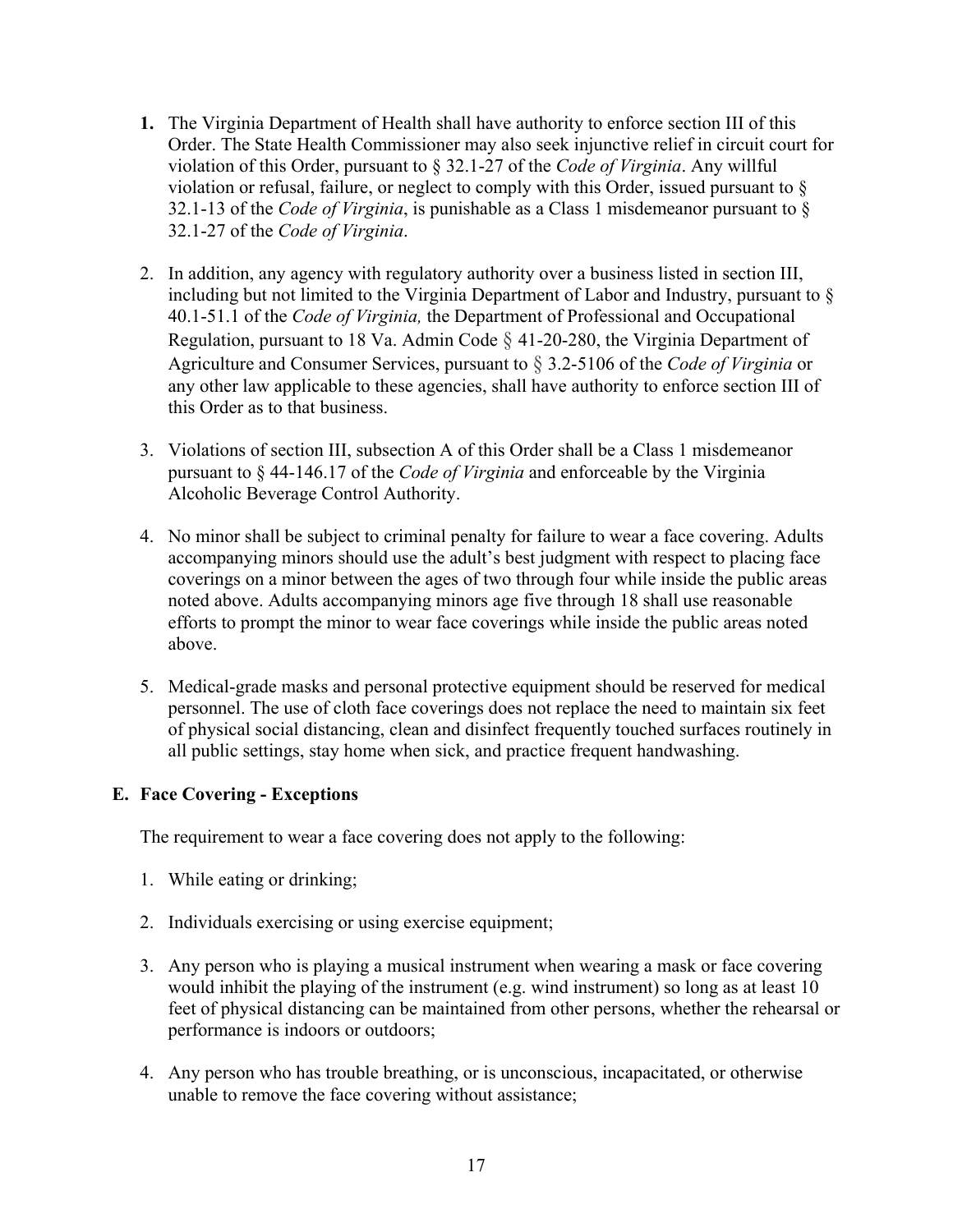1. The Virginia Department of Health shall have authority to enforce section III of this Order. The State Health Commissioner may also seek injunctive relief in circuit court for violation of this Order, pursuant to § 32.1-27 of the *Code of Virginia*. Any willful violation or refusal, failure, or neglect to comply with this Order, issued pursuant to § 32.1-13 of the *Code of Virginia*, is punishable as a Class 1 misdemeanor pursuant to § 32.1-27 of the *Code of Virginia*.

2. In addition, any agency with regulatory authority over a business listed in section III, including but not limited to the Virginia Department of Labor and Industry, pursuant to § 40.1-51.1 of the *Code of Virginia,* the Department of Professional and Occupational Regulation, pursuant to 18 Va. Admin Code § 41-20-280, the Virginia Department of Agriculture and Consumer Services, pursuant to § 3.2-5106 of the *Code of Virginia* or any other law applicable to these agencies, shall have authority to enforce section III of this Order as to that business.

3. Violations of section III, subsection A of this Order shall be a Class 1 misdemeanor pursuant to § 44-146.17 of the *Code of Virginia* and enforceable by the Virginia Alcoholic Beverage Control Authority.

4. No minor shall be subject to criminal penalty for failure to wear a face covering. Adults accompanying minors should use the adult's best judgment with respect to placing face coverings on a minor between the ages of two through four while inside the public areas noted above. Adults accompanying minors age five through 18 shall use reasonable efforts to prompt the minor to wear face coverings while inside the public areas noted above.

5. Medical-grade masks and personal protective equipment should be reserved for medical personnel. The use of cloth face coverings does not replace the need to maintain six feet of physical social distancing, clean and disinfect frequently touched surfaces routinely in all public settings, stay home when sick, and practice frequent handwashing.

### E. Face Covering - Exceptions

The requirement to wear a face covering does not apply to the following:

1. While eating or drinking;

2. Individuals exercising or using exercise equipment;

3. Any person who is playing a musical instrument when wearing a mask or face covering would inhibit the playing of the instrument (e.g. wind instrument) so long as at least 10 feet of physical distancing can be maintained from other persons, whether the rehearsal or performance is indoors or outdoors;

4. Any person who has trouble breathing, or is unconscious, incapacitated, or otherwise unable to remove the face covering without assistance;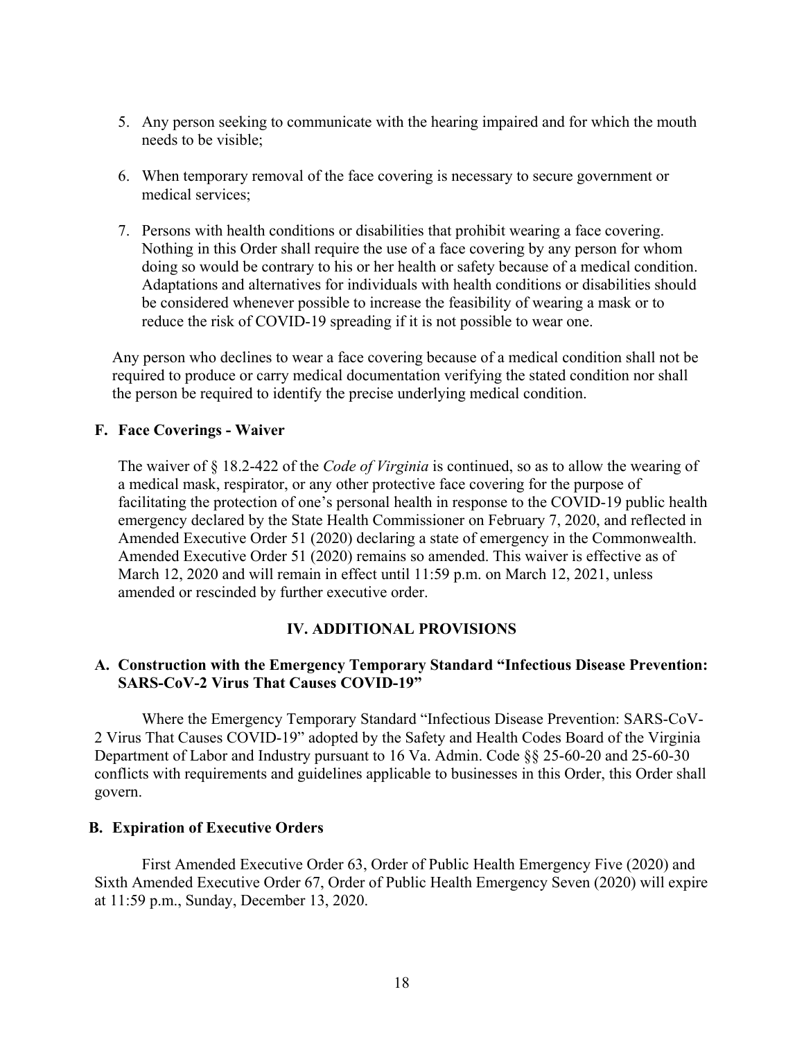5. Any person seeking to communicate with the hearing impaired and for which the mouth needs to be visible;

6. When temporary removal of the face covering is necessary to secure government or medical services;

7. Persons with health conditions or disabilities that prohibit wearing a face covering. Nothing in this Order shall require the use of a face covering by any person for whom doing so would be contrary to his or her health or safety because of a medical condition. Adaptations and alternatives for individuals with health conditions or disabilities should be considered whenever possible to increase the feasibility of wearing a mask or to reduce the risk of COVID-19 spreading if it is not possible to wear one.

Any person who declines to wear a face covering because of a medical condition shall not be required to produce or carry medical documentation verifying the stated condition nor shall the person be required to identify the precise underlying medical condition.

### F. Face Coverings - Waiver

The waiver of § 18.2-422 of the *Code of Virginia* is continued, so as to allow the wearing of a medical mask, respirator, or any other protective face covering for the purpose of facilitating the protection of one's personal health in response to the COVID-19 public health emergency declared by the State Health Commissioner on February 7, 2020, and reflected in Amended Executive Order 51 (2020) declaring a state of emergency in the Commonwealth. Amended Executive Order 51 (2020) remains so amended. This waiver is effective as of March 12, 2020 and will remain in effect until 11:59 p.m. on March 12, 2021, unless amended or rescinded by further executive order.

## IV. ADDITIONAL PROVISIONS

### A. Construction with the Emergency Temporary Standard "Infectious Disease Prevention: SARS-CoV-2 Virus That Causes COVID-19"

Where the Emergency Temporary Standard "Infectious Disease Prevention: SARS-CoV-2 Virus That Causes COVID-19" adopted by the Safety and Health Codes Board of the Virginia Department of Labor and Industry pursuant to 16 Va. Admin. Code §§ 25-60-20 and 25-60-30 conflicts with requirements and guidelines applicable to businesses in this Order, this Order shall govern.

### B. Expiration of Executive Orders

First Amended Executive Order 63, Order of Public Health Emergency Five (2020) and Sixth Amended Executive Order 67, Order of Public Health Emergency Seven (2020) will expire at 11:59 p.m., Sunday, December 13, 2020.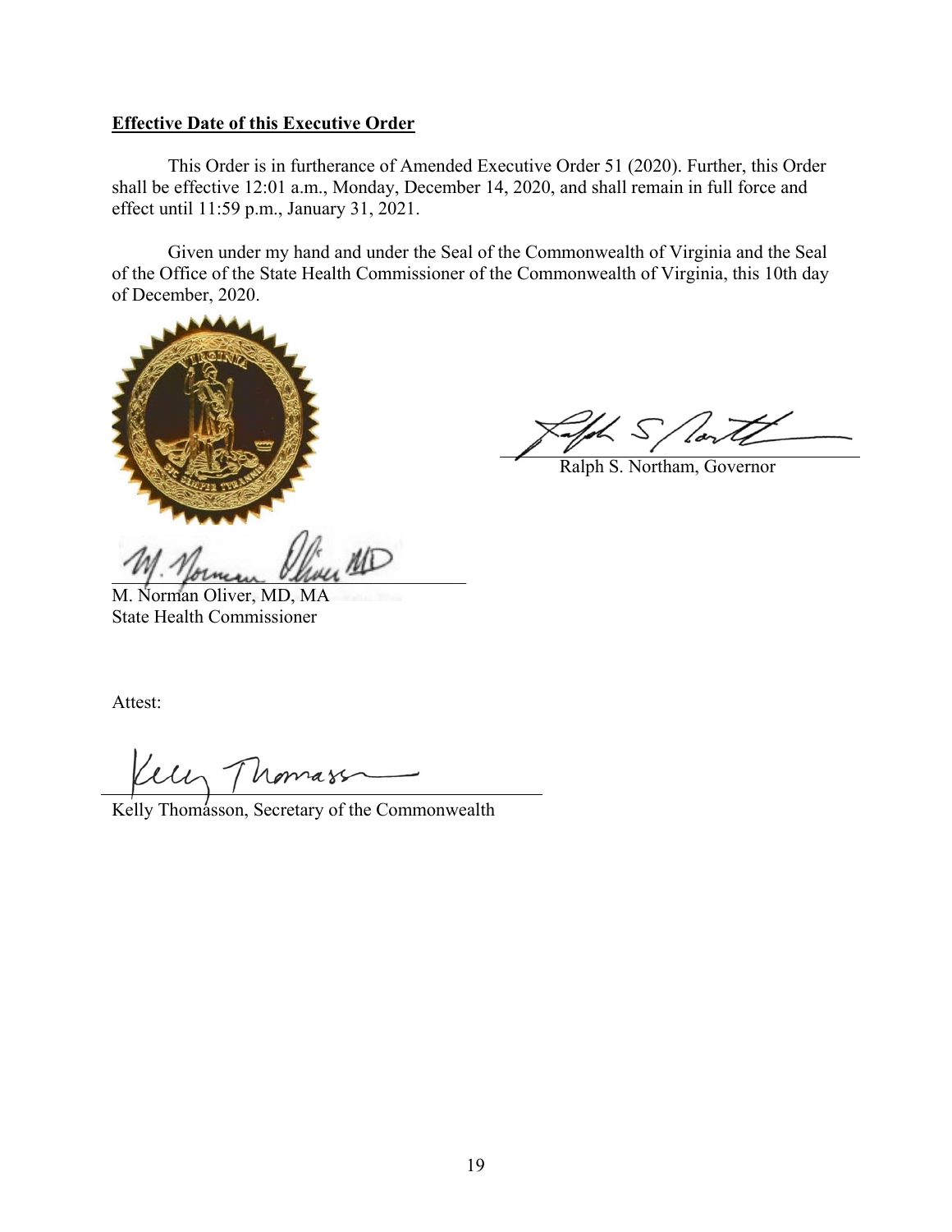**Effective Date of this Executive Order**

This Order is in furtherance of Amended Executive Order 51 (2020). Further, this Order shall be effective 12:01 a.m., Monday, December 14, 2020, and shall remain in full force and effect until 11:59 p.m., January 31, 2021.

Given under my hand and under the Seal of the Commonwealth of Virginia and the Seal of the Office of the State Health Commissioner of the Commonwealth of Virginia, this 10th day of December, 2020.

Ralph S. Northam, Governor

M. Norman Oliver, MD, MA
State Health Commissioner

Attest:

Kelly Thomasson, Secretary of the Commonwealth